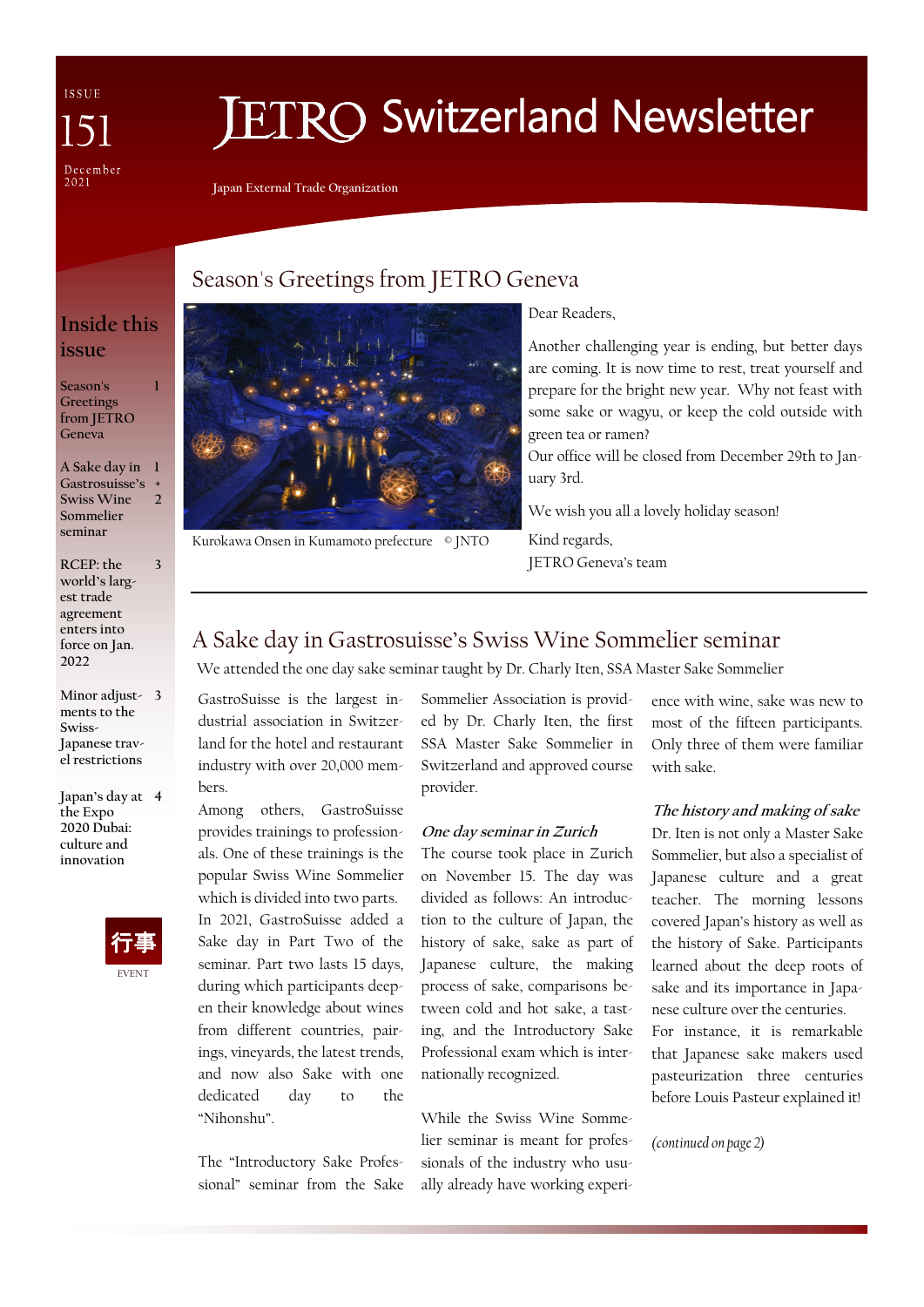ISSUE 151

December 2021

# JETRO Switzerland Newsletter

Japan External Trade Organization

## Inside this issue

- Season's Greetings from JETRO Geneva — 1
- A Sake day in Gastrosuisse's Swiss Wine Sommelier seminar — 1 + 2
- RCEP: the world's largest trade agreement enters into force on Jan. 2022 — 3
- Minor adjustments to the Swiss-Japanese travel restrictions — 3
- Japan's day at the Expo 2020 Dubai: culture and innovation — 4

行事

EVENT

## Season's Greetings from JETRO Geneva

Kurokawa Onsen in Kumamoto prefecture © JNTO

Dear Readers,

Another challenging year is ending, but better days are coming. It is now time to rest, treat yourself and prepare for the bright new year. Why not feast with some sake or wagyu, or keep the cold outside with green tea or ramen?

Our office will be closed from December 29th to January 3rd.

We wish you all a lovely holiday season!

Kind regards,

JETRO Geneva's team

---

## A Sake day in Gastrosuisse's Swiss Wine Sommelier seminar

We attended the one day sake seminar taught by Dr. Charly Iten, SSA Master Sake Sommelier

GastroSuisse is the largest industrial association in Switzerland for the hotel and restaurant industry with over 20,000 members.

Among others, GastroSuisse provides trainings to professionals. One of these trainings is the popular Swiss Wine Sommelier which is divided into two parts.

In 2021, GastroSuisse added a Sake day in Part Two of the seminar. Part two lasts 15 days, during which participants deepen their knowledge about wines from different countries, pairings, vineyards, the latest trends, and now also Sake with one dedicated day to the "Nihonshu".

The "Introductory Sake Professional" seminar from the Sake Sommelier Association is provided by Dr. Charly Iten, the first SSA Master Sake Sommelier in Switzerland and approved course provider.

***One day seminar in Zurich***

The course took place in Zurich on November 15. The day was divided as follows: An introduction to the culture of Japan, the history of sake, sake as part of Japanese culture, the making process of sake, comparisons between cold and hot sake, a tasting, and the Introductory Sake Professional exam which is internationally recognized.

While the Swiss Wine Sommelier seminar is meant for professionals of the industry who usually already have working experience with wine, sake was new to most of the fifteen participants. Only three of them were familiar with sake.

***The history and making of sake***

Dr. Iten is not only a Master Sake Sommelier, but also a specialist of Japanese culture and a great teacher. The morning lessons covered Japan's history as well as the history of Sake. Participants learned about the deep roots of sake and its importance in Japanese culture over the centuries.

For instance, it is remarkable that Japanese sake makers used pasteurization three centuries before Louis Pasteur explained it!

*(continued on page 2)*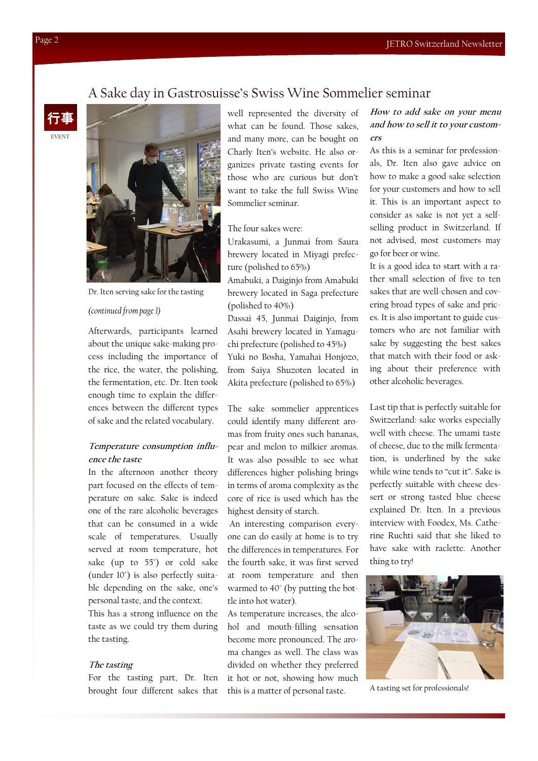# A Sake day in Gastrosuisse's Swiss Wine Sommelier seminar

行事

EVENT

Dr. Iten serving sake for the tasting

*(continued from page 1)*

Afterwards, participants learned about the unique sake-making process including the importance of the rice, the water, the polishing, the fermentation, etc. Dr. Iten took enough time to explain the differences between the different types of sake and the related vocabulary.

### *Temperature consumption influence the taste*

In the afternoon another theory part focused on the effects of temperature on sake. Sake is indeed one of the rare alcoholic beverages that can be consumed in a wide scale of temperatures. Usually served at room temperature, hot sake (up to 55°) or cold sake (under 10°) is also perfectly suitable depending on the sake, one's personal taste, and the context.

This has a strong influence on the taste as we could try them during the tasting.

### *The tasting*

For the tasting part, Dr. Iten brought four different sakes that well represented the diversity of what can be found. Those sakes, and many more, can be bought on Charly Iten's website. He also organizes private tasting events for those who are curious but don't want to take the full Swiss Wine Sommelier seminar.

The four sakes were:

Urakasumi, a Junmai from Saura brewery located in Miyagi prefecture (polished to 65%)

Amabuki, a Daiginjo from Amabuki brewery located in Saga prefecture (polished to 40%)

Dassai 45, Junmai Daiginjo, from Asahi brewery located in Yamaguchi prefecture (polished to 45%)

Yuki no Bosha, Yamahai Honjozo, from Saiya Shuzoten located in Akita prefecture (polished to 65%)

The sake sommelier apprentices could identify many different aromas from fruity ones such bananas, pear and melon to milkier aromas. It was also possible to see what differences higher polishing brings in terms of aroma complexity as the core of rice is used which has the highest density of starch.

An interesting comparison everyone can do easily at home is to try the differences in temperatures. For the fourth sake, it was first served at room temperature and then warmed to 40° (by putting the bottle into hot water).

As temperature increases, the alcohol and mouth-filling sensation become more pronounced. The aroma changes as well. The class was divided on whether they preferred it hot or not, showing how much this is a matter of personal taste.

### *How to add sake on your menu and how to sell it to your customers*

As this is a seminar for professionals, Dr. Iten also gave advice on how to make a good sake selection for your customers and how to sell it. This is an important aspect to consider as sake is not yet a self-selling product in Switzerland. If not advised, most customers may go for beer or wine.

It is a good idea to start with a rather small selection of five to ten sakes that are well-chosen and covering broad types of sake and prices. It is also important to guide customers who are not familiar with sake by suggesting the best sakes that match with their food or asking about their preference with other alcoholic beverages.

Last tip that is perfectly suitable for Switzerland: sake works especially well with cheese. The umami taste of cheese, due to the milk fermentation, is underlined by the sake while wine tends to "cut it". Sake is perfectly suitable with cheese dessert or strong tasted blue cheese explained Dr. Iten. In a previous interview with Foodex, Ms. Catherine Ruchti said that she liked to have sake with raclette. Another thing to try!

A tasting set for professionals!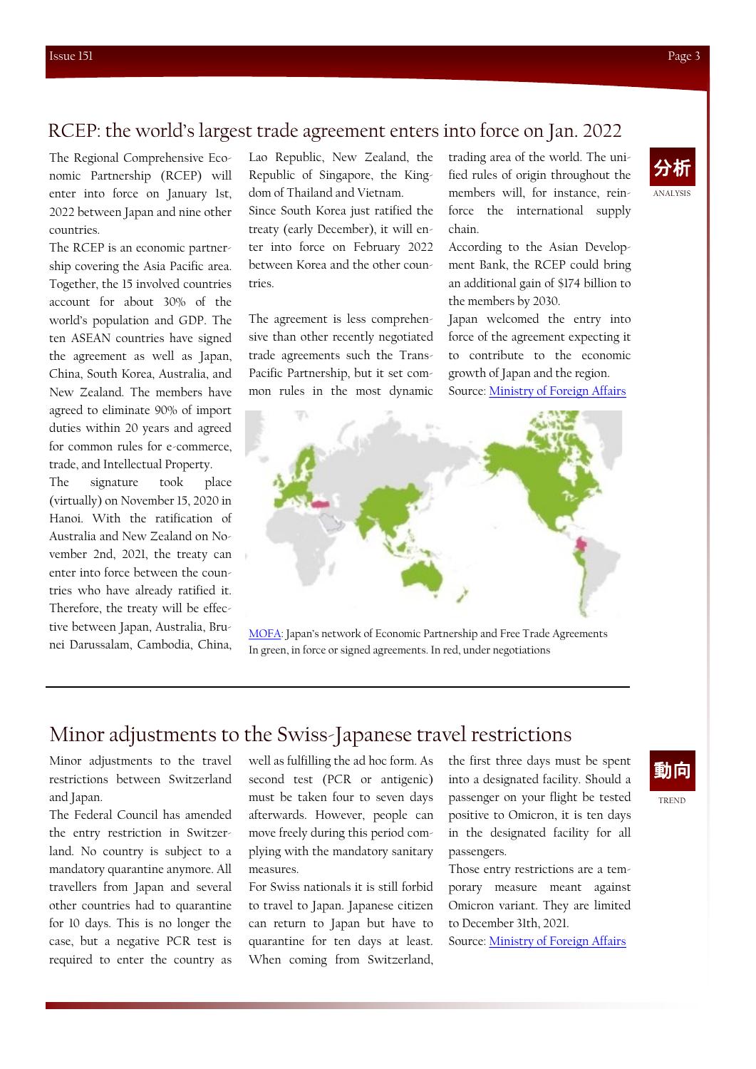## RCEP: the world's largest trade agreement enters into force on Jan. 2022

分析 ANALYSIS

The Regional Comprehensive Economic Partnership (RCEP) will enter into force on January 1st, 2022 between Japan and nine other countries.

The RCEP is an economic partnership covering the Asia Pacific area. Together, the 15 involved countries account for about 30% of the world's population and GDP. The ten ASEAN countries have signed the agreement as well as Japan, China, South Korea, Australia, and New Zealand. The members have agreed to eliminate 90% of import duties within 20 years and agreed for common rules for e-commerce, trade, and Intellectual Property.

The signature took place (virtually) on November 15, 2020 in Hanoi. With the ratification of Australia and New Zealand on November 2nd, 2021, the treaty can enter into force between the countries who have already ratified it. Therefore, the treaty will be effective between Japan, Australia, Brunei Darussalam, Cambodia, China, Lao Republic, New Zealand, the Republic of Singapore, the Kingdom of Thailand and Vietnam.

Since South Korea just ratified the treaty (early December), it will enter into force on February 2022 between Korea and the other countries.

The agreement is less comprehensive than other recently negotiated trade agreements such the Trans-Pacific Partnership, but it set common rules in the most dynamic trading area of the world. The unified rules of origin throughout the members will, for instance, reinforce the international supply chain.

According to the Asian Development Bank, the RCEP could bring an additional gain of $174 billion to the members by 2030.

Japan welcomed the entry into force of the agreement expecting it to contribute to the economic growth of Japan and the region.

Source: [Ministry of Foreign Affairs]

[MOFA]: Japan's network of Economic Partnership and Free Trade Agreements
In green, in force or signed agreements. In red, under negotiations

## Minor adjustments to the Swiss-Japanese travel restrictions

動向 TREND

Minor adjustments to the travel restrictions between Switzerland and Japan.

The Federal Council has amended the entry restriction in Switzerland. No country is subject to a mandatory quarantine anymore. All travellers from Japan and several other countries had to quarantine for 10 days. This is no longer the case, but a negative PCR test is required to enter the country as well as fulfilling the ad hoc form. As second test (PCR or antigenic) must be taken four to seven days afterwards. However, people can move freely during this period complying with the mandatory sanitary measures.

For Swiss nationals it is still forbid to travel to Japan. Japanese citizen can return to Japan but have to quarantine for ten days at least. When coming from Switzerland, the first three days must be spent into a designated facility. Should a passenger on your flight be tested positive to Omicron, it is ten days in the designated facility for all passengers.

Those entry restrictions are a temporary measure meant against Omicron variant. They are limited to December 31th, 2021.

Source: [Ministry of Foreign Affairs]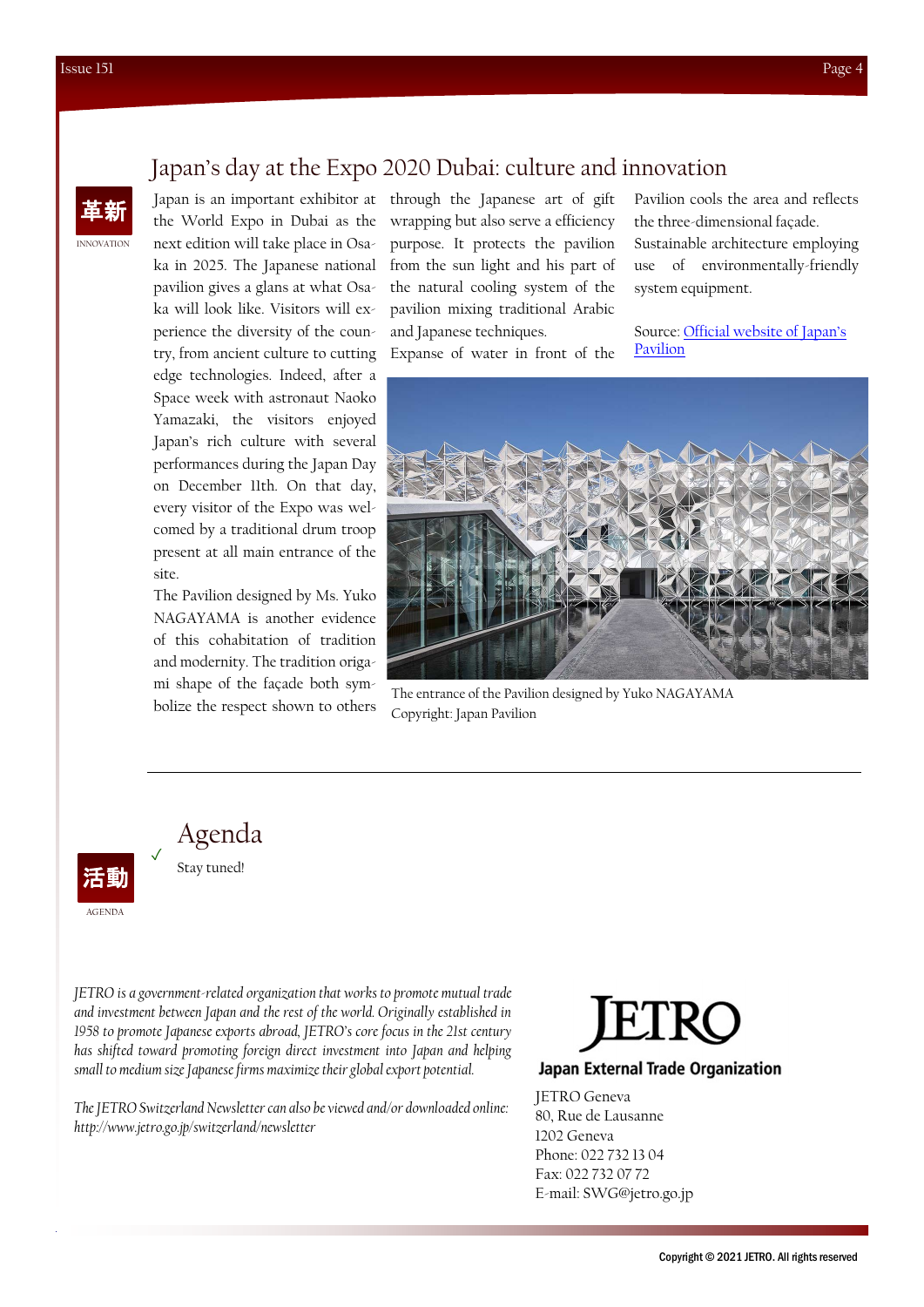## Japan's day at the Expo 2020 Dubai: culture and innovation

革新

INNOVATION

Japan is an important exhibitor at the World Expo in Dubai as the next edition will take place in Osaka in 2025. The Japanese national pavilion gives a glans at what Osaka will look like. Visitors will experience the diversity of the country, from ancient culture to cutting edge technologies. Indeed, after a Space week with astronaut Naoko Yamazaki, the visitors enjoyed Japan's rich culture with several performances during the Japan Day on December 11th. On that day, every visitor of the Expo was welcomed by a traditional drum troop present at all main entrance of the site.

The Pavilion designed by Ms. Yuko NAGAYAMA is another evidence of this cohabitation of tradition and modernity. The tradition origami shape of the façade both symbolize the respect shown to others through the Japanese art of gift wrapping but also serve a efficiency purpose. It protects the pavilion from the sun light and his part of the natural cooling system of the pavilion mixing traditional Arabic and Japanese techniques.

Expanse of water in front of the Pavilion cools the area and reflects the three-dimensional façade.

Sustainable architecture employing use of environmentally-friendly system equipment.

Source: [Official website of Japan's Pavilion]

The entrance of the Pavilion designed by Yuko NAGAYAMA
Copyright: Japan Pavilion

---

## Agenda

活動

AGENDA

✓ Stay tuned!

*JETRO is a government-related organization that works to promote mutual trade and investment between Japan and the rest of the world. Originally established in 1958 to promote Japanese exports abroad, JETRO's core focus in the 21st century has shifted toward promoting foreign direct investment into Japan and helping small to medium size Japanese firms maximize their global export potential.*

*The JETRO Switzerland Newsletter can also be viewed and/or downloaded online: http://www.jetro.go.jp/switzerland/newsletter*

**JETRO**
**Japan External Trade Organization**

JETRO Geneva
80, Rue de Lausanne
1202 Geneva
Phone: 022 732 13 04
Fax: 022 732 07 72
E-mail: SWG@jetro.go.jp

Copyright © 2021 JETRO. All rights reserved